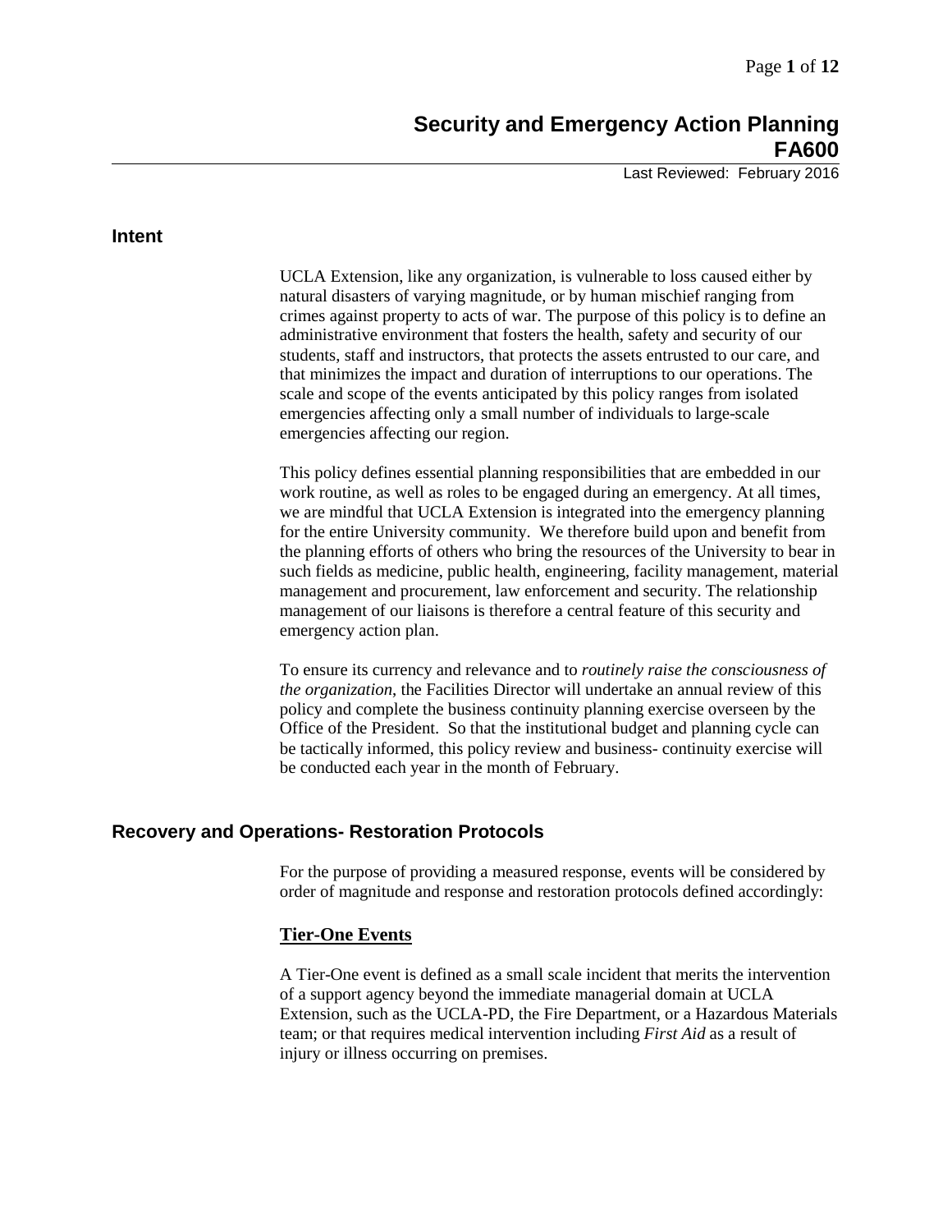# Security and Emergency Action Planning FA600

Last Reviewed: February 2016

## Intent

UCLA Extension, like any organization, is vulnerable to loss caused either by natural disasters of varying magnitude, or by human mischief ranging from crimes against property to acts of war. The purpose of this policy is to define an administrative environment that fosters the health, safety and security of our students, staff and instructors, that protects the assets entrusted to our care, and that minimizes the impact and duration of interruptions to our operations. The scale and scope of the events anticipated by this policy ranges from isolated emergencies affecting only a small number of individuals to large-scale emergencies affecting our region.

This policy defines essential planning responsibilities that are embedded in our work routine, as well as roles to be engaged during an emergency. At all times, we are mindful that UCLA Extension is integrated into the emergency planning for the entire University community. We therefore build upon and benefit from the planning efforts of others who bring the resources of the University to bear in such fields as medicine, public health, engineering, facility management, material management and procurement, law enforcement and security. The relationship management of our liaisons is therefore a central feature of this security and emergency action plan.

To ensure its currency and relevance and to *routinely raise the consciousness of the organization*, the Facilities Director will undertake an annual review of this policy and complete the business continuity planning exercise overseen by the Office of the President. So that the institutional budget and planning cycle can be tactically informed, this policy review and business- continuity exercise will be conducted each year in the month of February.

## Recovery and Operations- Restoration Protocols

For the purpose of providing a measured response, events will be considered by order of magnitude and response and restoration protocols defined accordingly:

### Tier-One Events

A Tier-One event is defined as a small scale incident that merits the intervention of a support agency beyond the immediate managerial domain at UCLA Extension, such as the UCLA-PD, the Fire Department, or a Hazardous Materials team; or that requires medical intervention including *First Aid* as a result of injury or illness occurring on premises.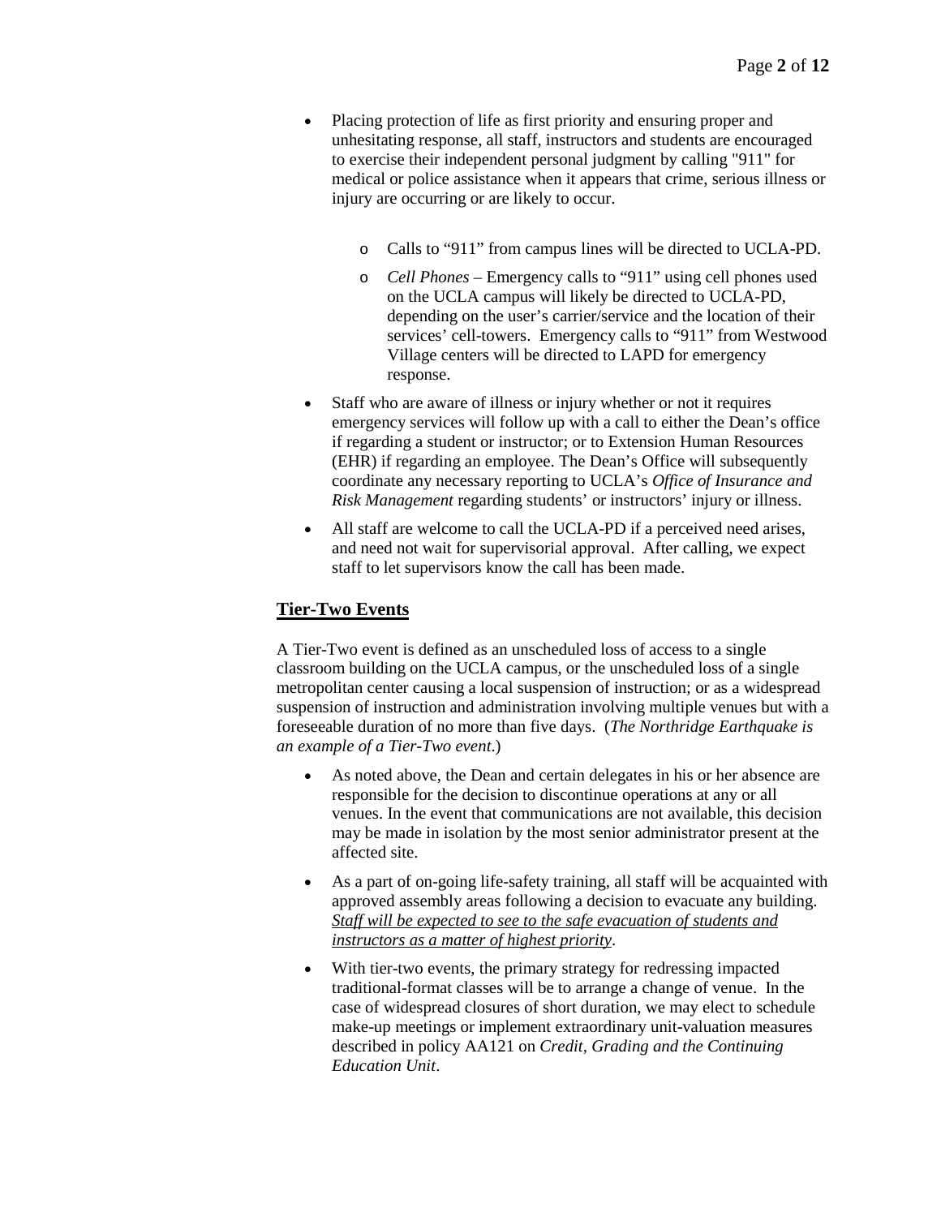- Placing protection of life as first priority and ensuring proper and unhesitating response, all staff, instructors and students are encouraged to exercise their independent personal judgment by calling "911" for medical or police assistance when it appears that crime, serious illness or injury are occurring or are likely to occur.

    - Calls to "911" from campus lines will be directed to UCLA-PD.
    - *Cell Phones* – Emergency calls to "911" using cell phones used on the UCLA campus will likely be directed to UCLA-PD, depending on the user's carrier/service and the location of their services' cell-towers. Emergency calls to "911" from Westwood Village centers will be directed to LAPD for emergency response.

- Staff who are aware of illness or injury whether or not it requires emergency services will follow up with a call to either the Dean's office if regarding a student or instructor; or to Extension Human Resources (EHR) if regarding an employee. The Dean's Office will subsequently coordinate any necessary reporting to UCLA's *Office of Insurance and Risk Management* regarding students' or instructors' injury or illness.

- All staff are welcome to call the UCLA-PD if a perceived need arises, and need not wait for supervisorial approval. After calling, we expect staff to let supervisors know the call has been made.

## Tier-Two Events

A Tier-Two event is defined as an unscheduled loss of access to a single classroom building on the UCLA campus, or the unscheduled loss of a single metropolitan center causing a local suspension of instruction; or as a widespread suspension of instruction and administration involving multiple venues but with a foreseeable duration of no more than five days. (*The Northridge Earthquake is an example of a Tier-Two event*.)

- As noted above, the Dean and certain delegates in his or her absence are responsible for the decision to discontinue operations at any or all venues. In the event that communications are not available, this decision may be made in isolation by the most senior administrator present at the affected site.

- As a part of on-going life-safety training, all staff will be acquainted with approved assembly areas following a decision to evacuate any building. *Staff will be expected to see to the safe evacuation of students and instructors as a matter of highest priority*.

- With tier-two events, the primary strategy for redressing impacted traditional-format classes will be to arrange a change of venue. In the case of widespread closures of short duration, we may elect to schedule make-up meetings or implement extraordinary unit-valuation measures described in policy AA121 on *Credit, Grading and the Continuing Education Unit*.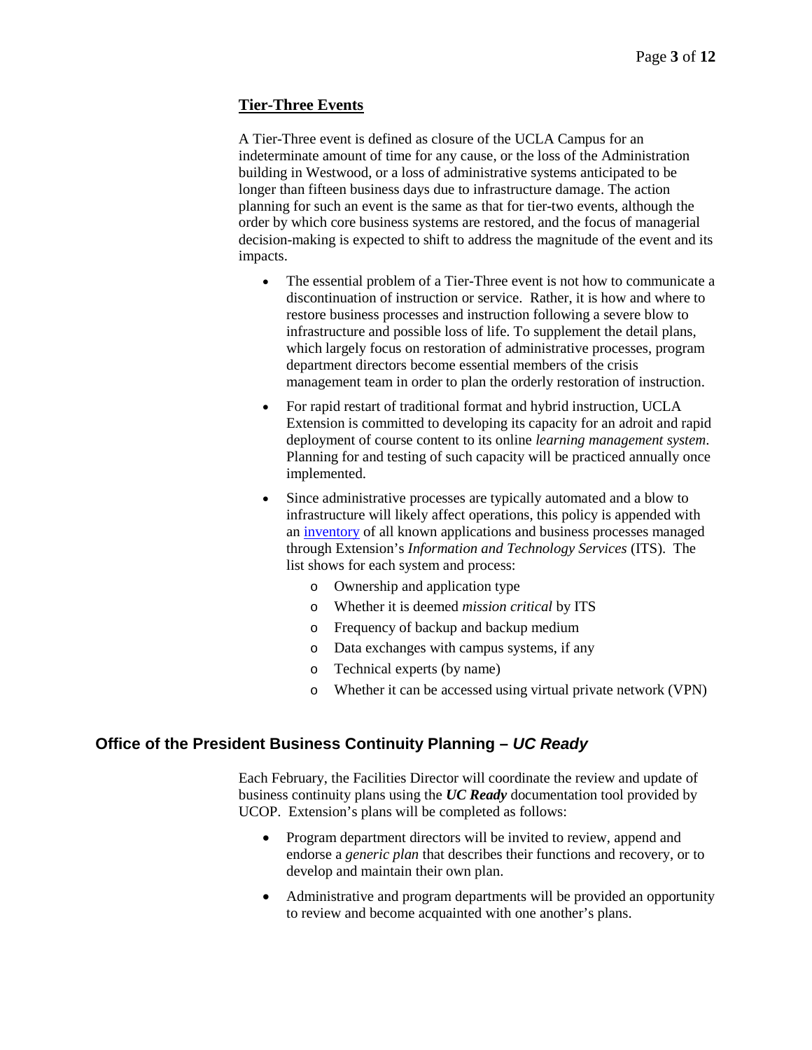### Tier-Three Events

A Tier-Three event is defined as closure of the UCLA Campus for an indeterminate amount of time for any cause, or the loss of the Administration building in Westwood, or a loss of administrative systems anticipated to be longer than fifteen business days due to infrastructure damage. The action planning for such an event is the same as that for tier-two events, although the order by which core business systems are restored, and the focus of managerial decision-making is expected to shift to address the magnitude of the event and its impacts.

- The essential problem of a Tier-Three event is not how to communicate a discontinuation of instruction or service. Rather, it is how and where to restore business processes and instruction following a severe blow to infrastructure and possible loss of life. To supplement the detail plans, which largely focus on restoration of administrative processes, program department directors become essential members of the crisis management team in order to plan the orderly restoration of instruction.
- For rapid restart of traditional format and hybrid instruction, UCLA Extension is committed to developing its capacity for an adroit and rapid deployment of course content to its online *learning management system*. Planning for and testing of such capacity will be practiced annually once implemented.
- Since administrative processes are typically automated and a blow to infrastructure will likely affect operations, this policy is appended with an inventory of all known applications and business processes managed through Extension's *Information and Technology Services* (ITS). The list shows for each system and process:
    - Ownership and application type
    - Whether it is deemed *mission critical* by ITS
    - Frequency of backup and backup medium
    - Data exchanges with campus systems, if any
    - Technical experts (by name)
    - Whether it can be accessed using virtual private network (VPN)

## Office of the President Business Continuity Planning – *UC Ready*

Each February, the Facilities Director will coordinate the review and update of business continuity plans using the ***UC Ready*** documentation tool provided by UCOP. Extension's plans will be completed as follows:

- Program department directors will be invited to review, append and endorse a *generic plan* that describes their functions and recovery, or to develop and maintain their own plan.
- Administrative and program departments will be provided an opportunity to review and become acquainted with one another's plans.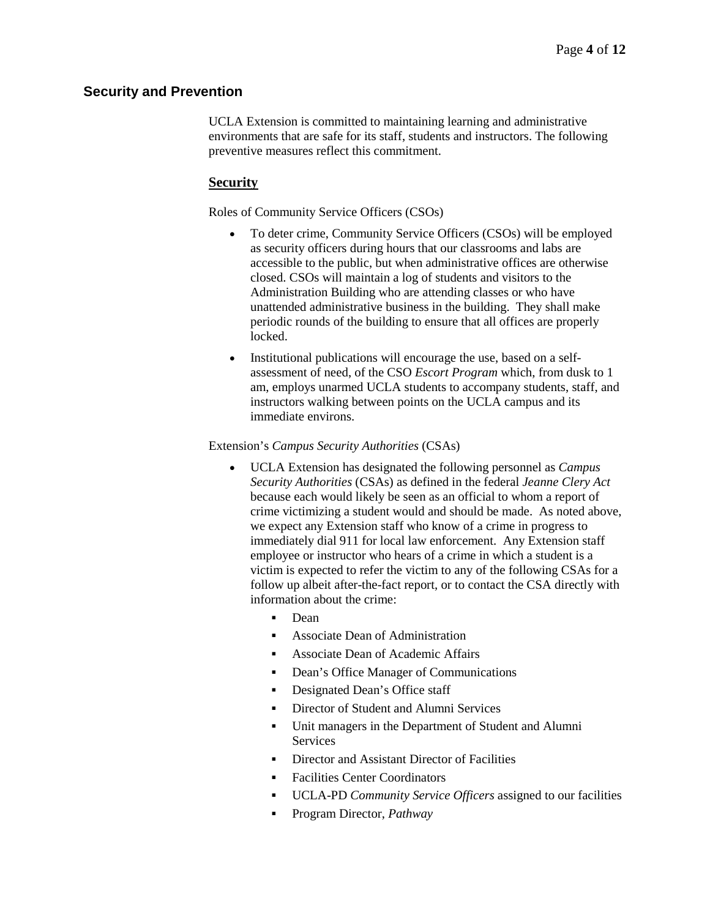## Security and Prevention

UCLA Extension is committed to maintaining learning and administrative environments that are safe for its staff, students and instructors. The following preventive measures reflect this commitment.

### <u>**Security**</u>

Roles of Community Service Officers (CSOs)

- To deter crime, Community Service Officers (CSOs) will be employed as security officers during hours that our classrooms and labs are accessible to the public, but when administrative offices are otherwise closed. CSOs will maintain a log of students and visitors to the Administration Building who are attending classes or who have unattended administrative business in the building. They shall make periodic rounds of the building to ensure that all offices are properly locked.
- Institutional publications will encourage the use, based on a self-assessment of need, of the CSO *Escort Program* which, from dusk to 1 am, employs unarmed UCLA students to accompany students, staff, and instructors walking between points on the UCLA campus and its immediate environs.

Extension's *Campus Security Authorities* (CSAs)

- UCLA Extension has designated the following personnel as *Campus Security Authorities* (CSAs) as defined in the federal *Jeanne Clery Act* because each would likely be seen as an official to whom a report of crime victimizing a student would and should be made. As noted above, we expect any Extension staff who know of a crime in progress to immediately dial 911 for local law enforcement. Any Extension staff employee or instructor who hears of a crime in which a student is a victim is expected to refer the victim to any of the following CSAs for a follow up albeit after-the-fact report, or to contact the CSA directly with information about the crime:
  - Dean
  - Associate Dean of Administration
  - Associate Dean of Academic Affairs
  - Dean's Office Manager of Communications
  - Designated Dean's Office staff
  - Director of Student and Alumni Services
  - Unit managers in the Department of Student and Alumni Services
  - Director and Assistant Director of Facilities
  - Facilities Center Coordinators
  - UCLA-PD *Community Service Officers* assigned to our facilities
  - Program Director, *Pathway*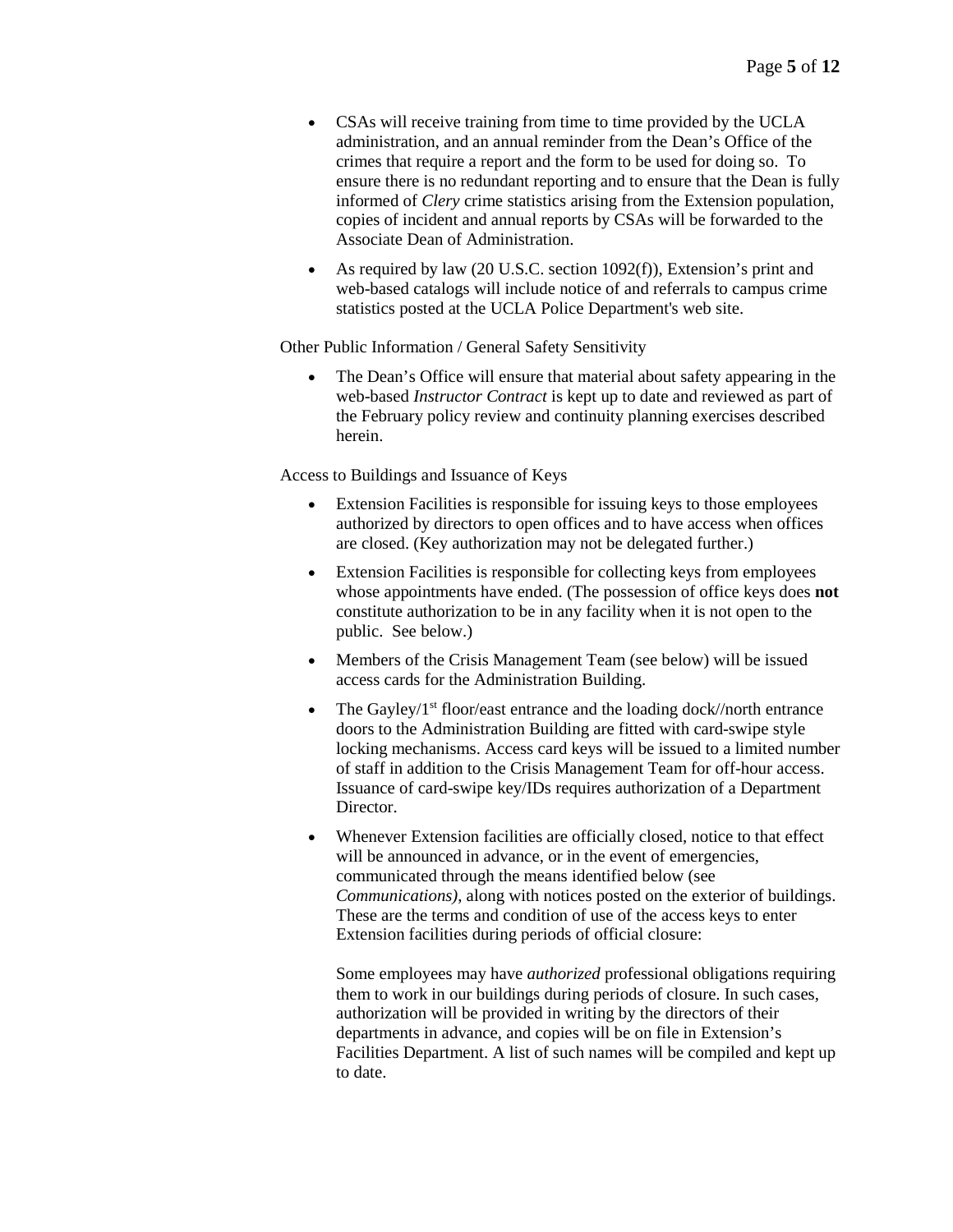- CSAs will receive training from time to time provided by the UCLA administration, and an annual reminder from the Dean's Office of the crimes that require a report and the form to be used for doing so. To ensure there is no redundant reporting and to ensure that the Dean is fully informed of *Clery* crime statistics arising from the Extension population, copies of incident and annual reports by CSAs will be forwarded to the Associate Dean of Administration.
- As required by law (20 U.S.C. section 1092(f)), Extension's print and web-based catalogs will include notice of and referrals to campus crime statistics posted at the UCLA Police Department's web site.

Other Public Information / General Safety Sensitivity

- The Dean's Office will ensure that material about safety appearing in the web-based *Instructor Contract* is kept up to date and reviewed as part of the February policy review and continuity planning exercises described herein.

Access to Buildings and Issuance of Keys

- Extension Facilities is responsible for issuing keys to those employees authorized by directors to open offices and to have access when offices are closed. (Key authorization may not be delegated further.)
- Extension Facilities is responsible for collecting keys from employees whose appointments have ended. (The possession of office keys does **not** constitute authorization to be in any facility when it is not open to the public. See below.)
- Members of the Crisis Management Team (see below) will be issued access cards for the Administration Building.
- The Gayley/1st floor/east entrance and the loading dock//north entrance doors to the Administration Building are fitted with card-swipe style locking mechanisms. Access card keys will be issued to a limited number of staff in addition to the Crisis Management Team for off-hour access. Issuance of card-swipe key/IDs requires authorization of a Department Director.
- Whenever Extension facilities are officially closed, notice to that effect will be announced in advance, or in the event of emergencies, communicated through the means identified below (see *Communications)*, along with notices posted on the exterior of buildings. These are the terms and condition of use of the access keys to enter Extension facilities during periods of official closure:

  Some employees may have *authorized* professional obligations requiring them to work in our buildings during periods of closure. In such cases, authorization will be provided in writing by the directors of their departments in advance, and copies will be on file in Extension's Facilities Department. A list of such names will be compiled and kept up to date.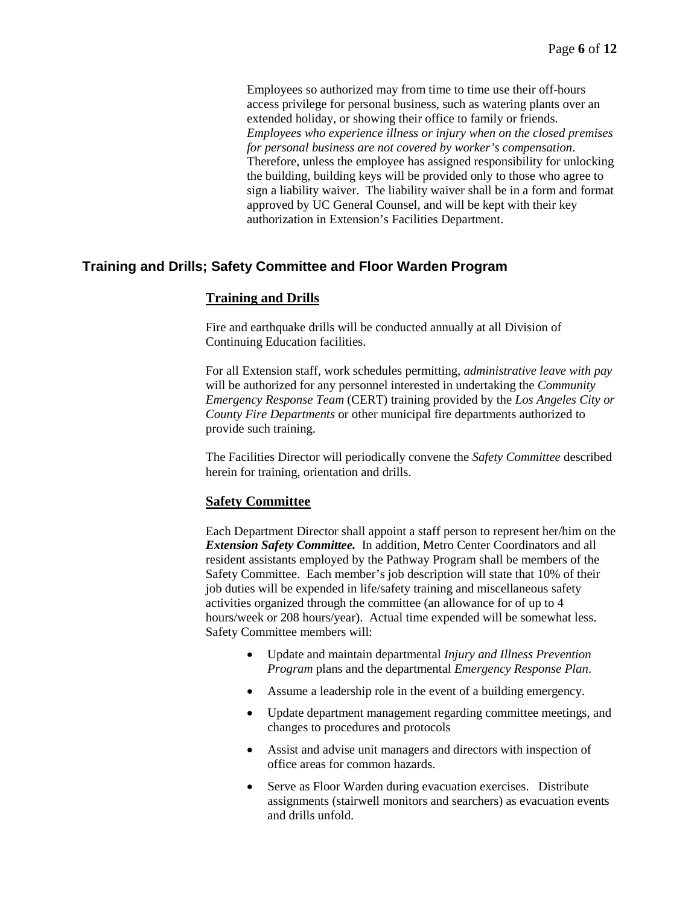Employees so authorized may from time to time use their off-hours access privilege for personal business, such as watering plants over an extended holiday, or showing their office to family or friends. *Employees who experience illness or injury when on the closed premises for personal business are not covered by worker's compensation*. Therefore, unless the employee has assigned responsibility for unlocking the building, building keys will be provided only to those who agree to sign a liability waiver. The liability waiver shall be in a form and format approved by UC General Counsel, and will be kept with their key authorization in Extension's Facilities Department.

## Training and Drills; Safety Committee and Floor Warden Program

### Training and Drills

Fire and earthquake drills will be conducted annually at all Division of Continuing Education facilities.

For all Extension staff, work schedules permitting, *administrative leave with pay* will be authorized for any personnel interested in undertaking the *Community Emergency Response Team* (CERT) training provided by the *Los Angeles City or County Fire Departments* or other municipal fire departments authorized to provide such training.

The Facilities Director will periodically convene the *Safety Committee* described herein for training, orientation and drills.

### Safety Committee

Each Department Director shall appoint a staff person to represent her/him on the ***Extension Safety Committee.*** In addition, Metro Center Coordinators and all resident assistants employed by the Pathway Program shall be members of the Safety Committee. Each member's job description will state that 10% of their job duties will be expended in life/safety training and miscellaneous safety activities organized through the committee (an allowance for of up to 4 hours/week or 208 hours/year). Actual time expended will be somewhat less. Safety Committee members will:

- Update and maintain departmental *Injury and Illness Prevention Program* plans and the departmental *Emergency Response Plan*.
- Assume a leadership role in the event of a building emergency.
- Update department management regarding committee meetings, and changes to procedures and protocols
- Assist and advise unit managers and directors with inspection of office areas for common hazards.
- Serve as Floor Warden during evacuation exercises. Distribute assignments (stairwell monitors and searchers) as evacuation events and drills unfold.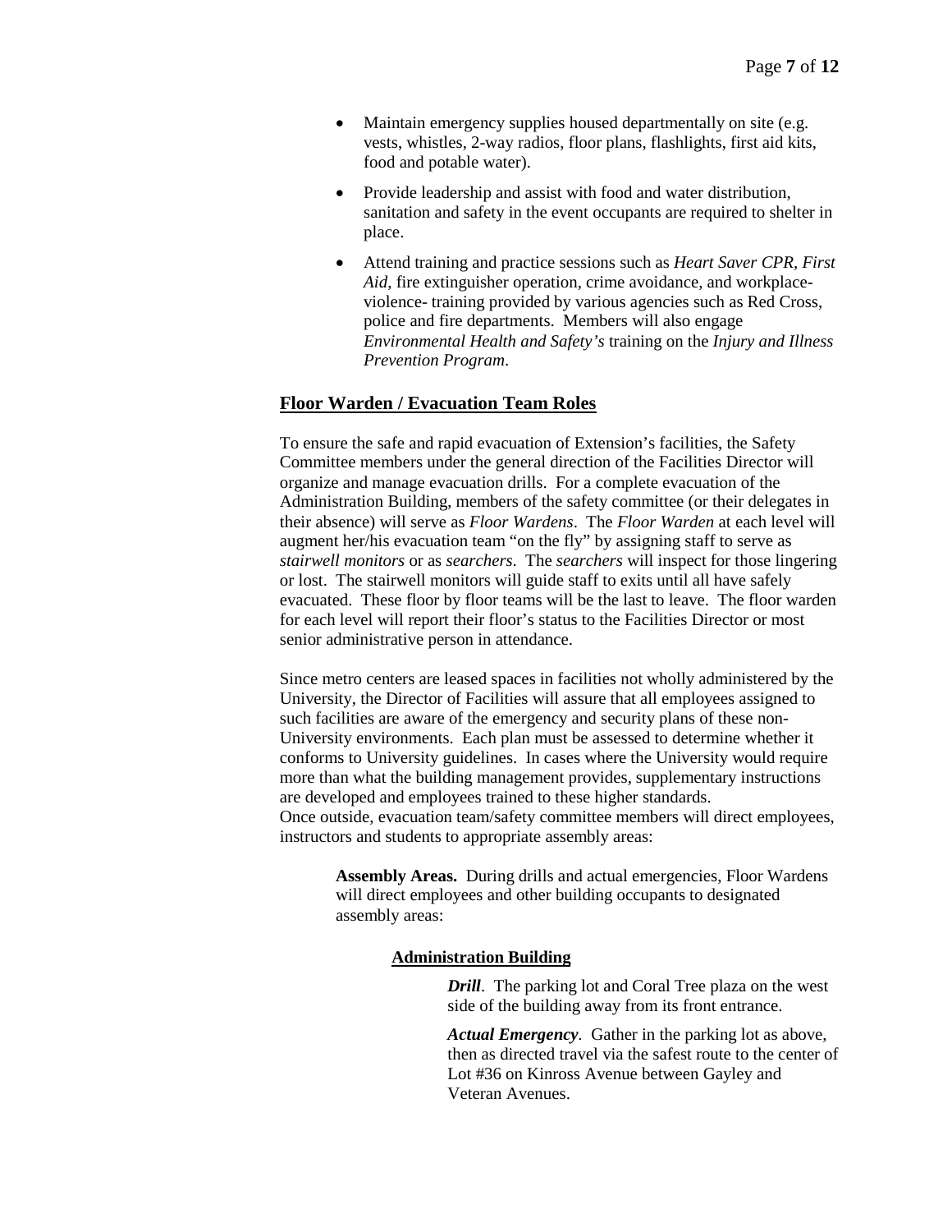- Maintain emergency supplies housed departmentally on site (e.g. vests, whistles, 2-way radios, floor plans, flashlights, first aid kits, food and potable water).
- Provide leadership and assist with food and water distribution, sanitation and safety in the event occupants are required to shelter in place.
- Attend training and practice sessions such as *Heart Saver CPR, First Aid*, fire extinguisher operation, crime avoidance, and workplace-violence- training provided by various agencies such as Red Cross, police and fire departments. Members will also engage *Environmental Health and Safety's* training on the *Injury and Illness Prevention Program*.

## Floor Warden / Evacuation Team Roles

To ensure the safe and rapid evacuation of Extension's facilities, the Safety Committee members under the general direction of the Facilities Director will organize and manage evacuation drills. For a complete evacuation of the Administration Building, members of the safety committee (or their delegates in their absence) will serve as *Floor Wardens*. The *Floor Warden* at each level will augment her/his evacuation team "on the fly" by assigning staff to serve as *stairwell monitors* or as *searchers*. The *searchers* will inspect for those lingering or lost. The stairwell monitors will guide staff to exits until all have safely evacuated. These floor by floor teams will be the last to leave. The floor warden for each level will report their floor's status to the Facilities Director or most senior administrative person in attendance.

Since metro centers are leased spaces in facilities not wholly administered by the University, the Director of Facilities will assure that all employees assigned to such facilities are aware of the emergency and security plans of these non-University environments. Each plan must be assessed to determine whether it conforms to University guidelines. In cases where the University would require more than what the building management provides, supplementary instructions are developed and employees trained to these higher standards.
Once outside, evacuation team/safety committee members will direct employees, instructors and students to appropriate assembly areas:

**Assembly Areas.** During drills and actual emergencies, Floor Wardens will direct employees and other building occupants to designated assembly areas:

### Administration Building

***Drill***. The parking lot and Coral Tree plaza on the west side of the building away from its front entrance.

***Actual Emergency***. Gather in the parking lot as above, then as directed travel via the safest route to the center of Lot #36 on Kinross Avenue between Gayley and Veteran Avenues.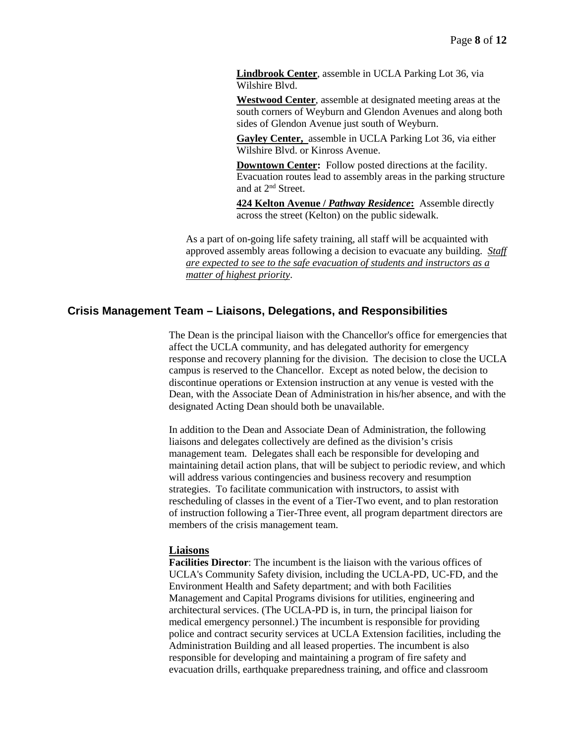**Lindbrook Center**, assemble in UCLA Parking Lot 36, via Wilshire Blvd.

**Westwood Center**, assemble at designated meeting areas at the south corners of Weyburn and Glendon Avenues and along both sides of Glendon Avenue just south of Weyburn.

**Gayley Center,** assemble in UCLA Parking Lot 36, via either Wilshire Blvd. or Kinross Avenue.

**Downtown Center:** Follow posted directions at the facility. Evacuation routes lead to assembly areas in the parking structure and at 2nd Street.

**424 Kelton Avenue / *Pathway Residence*:** Assemble directly across the street (Kelton) on the public sidewalk.

As a part of on-going life safety training, all staff will be acquainted with approved assembly areas following a decision to evacuate any building. *Staff are expected to see to the safe evacuation of students and instructors as a matter of highest priority*.

## Crisis Management Team – Liaisons, Delegations, and Responsibilities

The Dean is the principal liaison with the Chancellor's office for emergencies that affect the UCLA community, and has delegated authority for emergency response and recovery planning for the division. The decision to close the UCLA campus is reserved to the Chancellor. Except as noted below, the decision to discontinue operations or Extension instruction at any venue is vested with the Dean, with the Associate Dean of Administration in his/her absence, and with the designated Acting Dean should both be unavailable.

In addition to the Dean and Associate Dean of Administration, the following liaisons and delegates collectively are defined as the division's crisis management team. Delegates shall each be responsible for developing and maintaining detail action plans, that will be subject to periodic review, and which will address various contingencies and business recovery and resumption strategies. To facilitate communication with instructors, to assist with rescheduling of classes in the event of a Tier-Two event, and to plan restoration of instruction following a Tier-Three event, all program department directors are members of the crisis management team.

### Liaisons

**Facilities Director**: The incumbent is the liaison with the various offices of UCLA's Community Safety division, including the UCLA-PD, UC-FD, and the Environment Health and Safety department; and with both Facilities Management and Capital Programs divisions for utilities, engineering and architectural services. (The UCLA-PD is, in turn, the principal liaison for medical emergency personnel.) The incumbent is responsible for providing police and contract security services at UCLA Extension facilities, including the Administration Building and all leased properties. The incumbent is also responsible for developing and maintaining a program of fire safety and evacuation drills, earthquake preparedness training, and office and classroom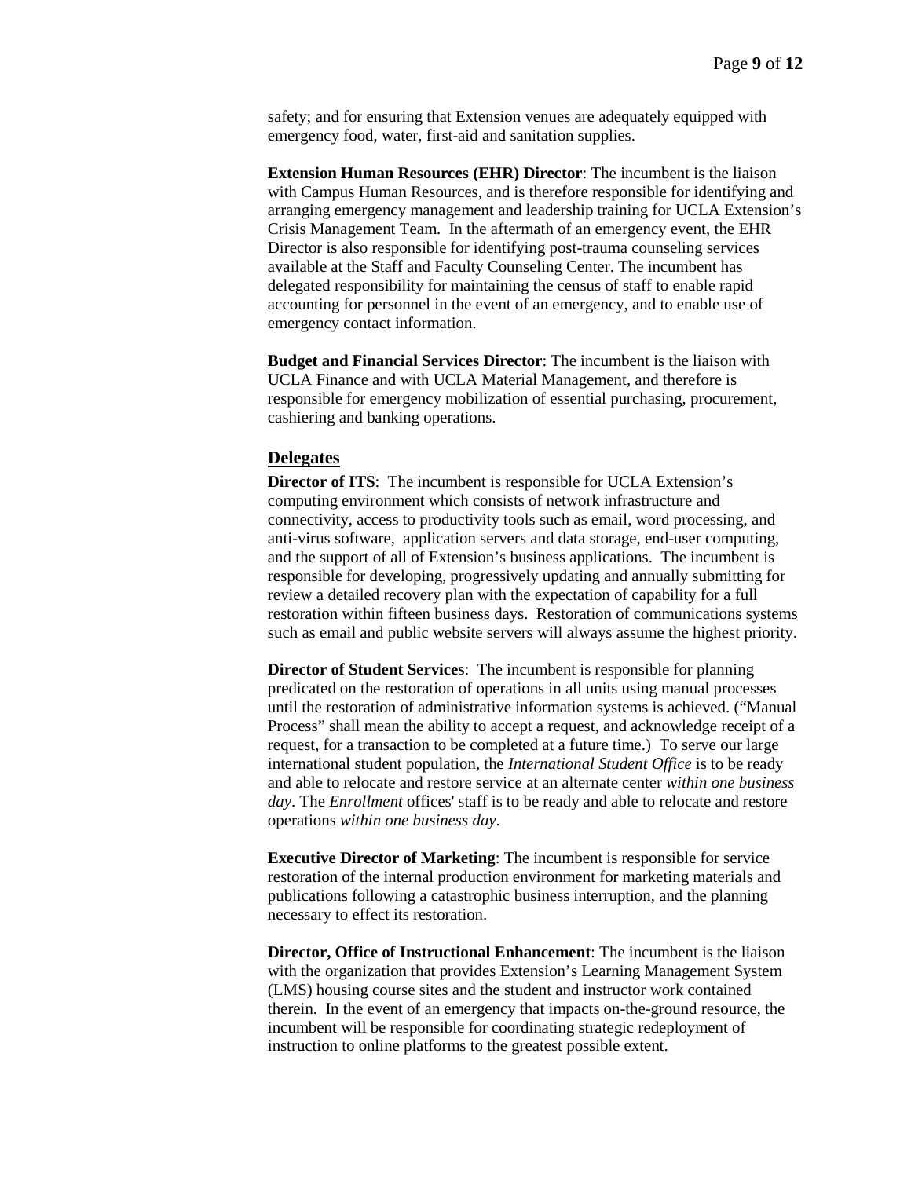safety; and for ensuring that Extension venues are adequately equipped with emergency food, water, first-aid and sanitation supplies.

**Extension Human Resources (EHR) Director**: The incumbent is the liaison with Campus Human Resources, and is therefore responsible for identifying and arranging emergency management and leadership training for UCLA Extension's Crisis Management Team. In the aftermath of an emergency event, the EHR Director is also responsible for identifying post-trauma counseling services available at the Staff and Faculty Counseling Center. The incumbent has delegated responsibility for maintaining the census of staff to enable rapid accounting for personnel in the event of an emergency, and to enable use of emergency contact information.

**Budget and Financial Services Director**: The incumbent is the liaison with UCLA Finance and with UCLA Material Management, and therefore is responsible for emergency mobilization of essential purchasing, procurement, cashiering and banking operations.

## Delegates

**Director of ITS**: The incumbent is responsible for UCLA Extension's computing environment which consists of network infrastructure and connectivity, access to productivity tools such as email, word processing, and anti-virus software, application servers and data storage, end-user computing, and the support of all of Extension's business applications. The incumbent is responsible for developing, progressively updating and annually submitting for review a detailed recovery plan with the expectation of capability for a full restoration within fifteen business days. Restoration of communications systems such as email and public website servers will always assume the highest priority.

**Director of Student Services**: The incumbent is responsible for planning predicated on the restoration of operations in all units using manual processes until the restoration of administrative information systems is achieved. ("Manual Process" shall mean the ability to accept a request, and acknowledge receipt of a request, for a transaction to be completed at a future time.) To serve our large international student population, the *International Student Office* is to be ready and able to relocate and restore service at an alternate center *within one business day*. The *Enrollment* offices' staff is to be ready and able to relocate and restore operations *within one business day*.

**Executive Director of Marketing**: The incumbent is responsible for service restoration of the internal production environment for marketing materials and publications following a catastrophic business interruption, and the planning necessary to effect its restoration.

**Director, Office of Instructional Enhancement**: The incumbent is the liaison with the organization that provides Extension's Learning Management System (LMS) housing course sites and the student and instructor work contained therein. In the event of an emergency that impacts on-the-ground resource, the incumbent will be responsible for coordinating strategic redeployment of instruction to online platforms to the greatest possible extent.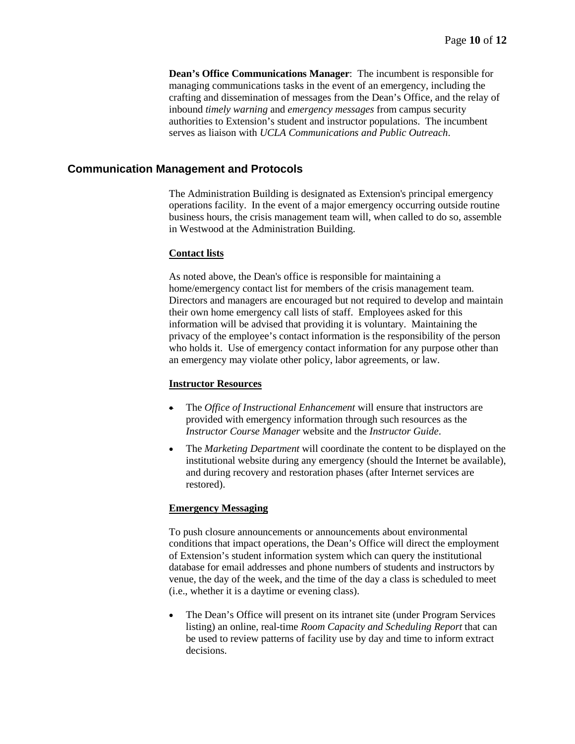**Dean's Office Communications Manager**: The incumbent is responsible for managing communications tasks in the event of an emergency, including the crafting and dissemination of messages from the Dean's Office, and the relay of inbound *timely warning* and *emergency messages* from campus security authorities to Extension's student and instructor populations. The incumbent serves as liaison with *UCLA Communications and Public Outreach*.

## Communication Management and Protocols

The Administration Building is designated as Extension's principal emergency operations facility. In the event of a major emergency occurring outside routine business hours, the crisis management team will, when called to do so, assemble in Westwood at the Administration Building.

### Contact lists

As noted above, the Dean's office is responsible for maintaining a home/emergency contact list for members of the crisis management team. Directors and managers are encouraged but not required to develop and maintain their own home emergency call lists of staff. Employees asked for this information will be advised that providing it is voluntary. Maintaining the privacy of the employee's contact information is the responsibility of the person who holds it. Use of emergency contact information for any purpose other than an emergency may violate other policy, labor agreements, or law.

### Instructor Resources

- The *Office of Instructional Enhancement* will ensure that instructors are provided with emergency information through such resources as the *Instructor Course Manager* website and the *Instructor Guide*.
- The *Marketing Department* will coordinate the content to be displayed on the institutional website during any emergency (should the Internet be available), and during recovery and restoration phases (after Internet services are restored).

### Emergency Messaging

To push closure announcements or announcements about environmental conditions that impact operations, the Dean's Office will direct the employment of Extension's student information system which can query the institutional database for email addresses and phone numbers of students and instructors by venue, the day of the week, and the time of the day a class is scheduled to meet (i.e., whether it is a daytime or evening class).

- The Dean's Office will present on its intranet site (under Program Services listing) an online, real-time *Room Capacity and Scheduling Report* that can be used to review patterns of facility use by day and time to inform extract decisions.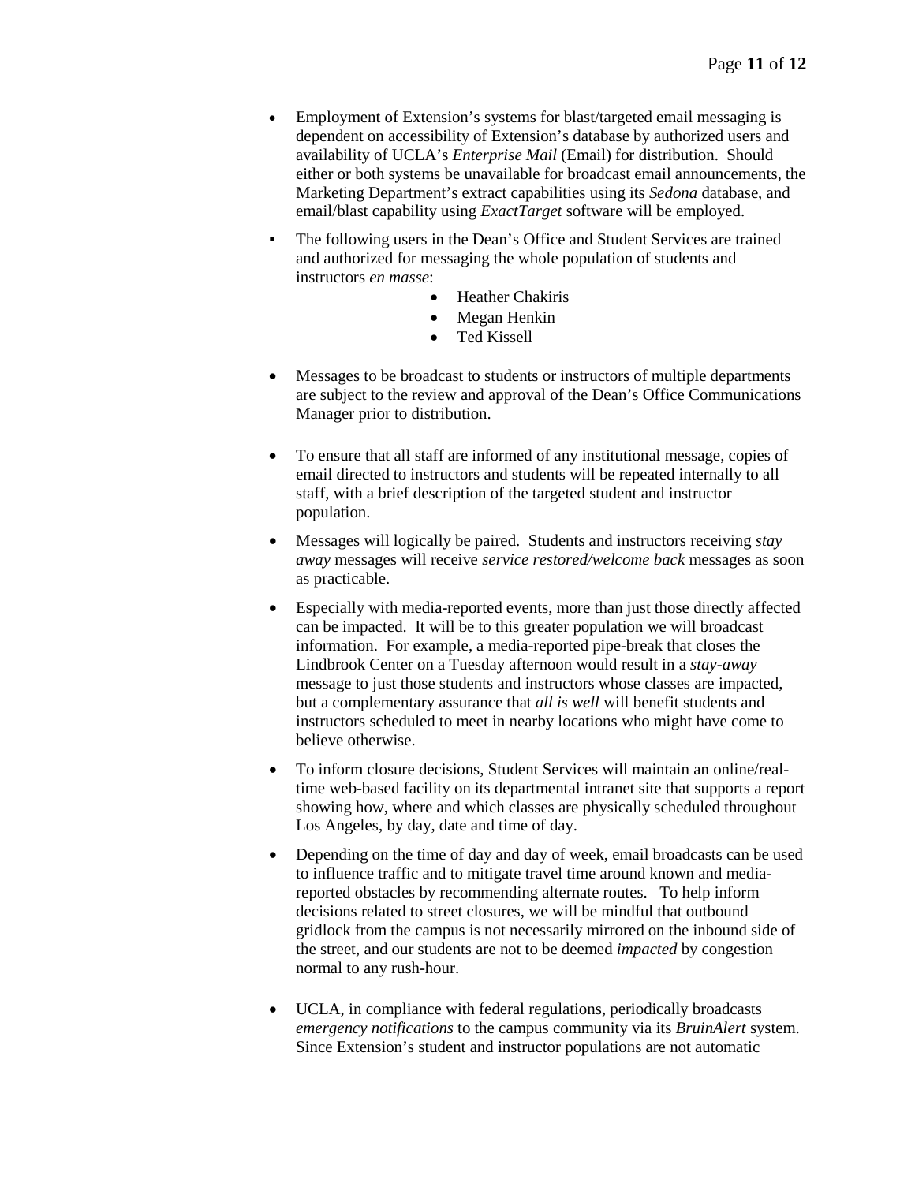- Employment of Extension's systems for blast/targeted email messaging is dependent on accessibility of Extension's database by authorized users and availability of UCLA's *Enterprise Mail* (Email) for distribution. Should either or both systems be unavailable for broadcast email announcements, the Marketing Department's extract capabilities using its *Sedona* database, and email/blast capability using *ExactTarget* software will be employed.

- The following users in the Dean's Office and Student Services are trained and authorized for messaging the whole population of students and instructors *en masse*:
  - Heather Chakiris
  - Megan Henkin
  - Ted Kissell

- Messages to be broadcast to students or instructors of multiple departments are subject to the review and approval of the Dean's Office Communications Manager prior to distribution.

- To ensure that all staff are informed of any institutional message, copies of email directed to instructors and students will be repeated internally to all staff, with a brief description of the targeted student and instructor population.

- Messages will logically be paired. Students and instructors receiving *stay away* messages will receive *service restored/welcome back* messages as soon as practicable.

- Especially with media-reported events, more than just those directly affected can be impacted. It will be to this greater population we will broadcast information. For example, a media-reported pipe-break that closes the Lindbrook Center on a Tuesday afternoon would result in a *stay-away* message to just those students and instructors whose classes are impacted, but a complementary assurance that *all is well* will benefit students and instructors scheduled to meet in nearby locations who might have come to believe otherwise.

- To inform closure decisions, Student Services will maintain an online/real-time web-based facility on its departmental intranet site that supports a report showing how, where and which classes are physically scheduled throughout Los Angeles, by day, date and time of day.

- Depending on the time of day and day of week, email broadcasts can be used to influence traffic and to mitigate travel time around known and media-reported obstacles by recommending alternate routes. To help inform decisions related to street closures, we will be mindful that outbound gridlock from the campus is not necessarily mirrored on the inbound side of the street, and our students are not to be deemed *impacted* by congestion normal to any rush-hour.

- UCLA, in compliance with federal regulations, periodically broadcasts *emergency notifications* to the campus community via its *BruinAlert* system. Since Extension's student and instructor populations are not automatic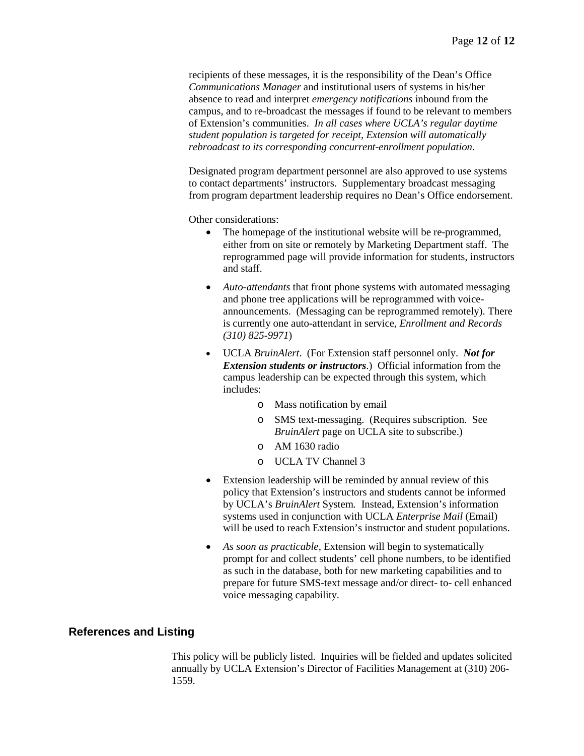recipients of these messages, it is the responsibility of the Dean's Office *Communications Manager* and institutional users of systems in his/her absence to read and interpret *emergency notifications* inbound from the campus, and to re-broadcast the messages if found to be relevant to members of Extension's communities. *In all cases where UCLA's regular daytime student population is targeted for receipt, Extension will automatically rebroadcast to its corresponding concurrent-enrollment population.*

Designated program department personnel are also approved to use systems to contact departments' instructors. Supplementary broadcast messaging from program department leadership requires no Dean's Office endorsement.

Other considerations:

- The homepage of the institutional website will be re-programmed, either from on site or remotely by Marketing Department staff. The reprogrammed page will provide information for students, instructors and staff.
- *Auto-attendants* that front phone systems with automated messaging and phone tree applications will be reprogrammed with voice-announcements. (Messaging can be reprogrammed remotely). There is currently one auto-attendant in service, *Enrollment and Records (310) 825-9971*)
- UCLA *BruinAlert*. (For Extension staff personnel only. ***Not for Extension students or instructors***.) Official information from the campus leadership can be expected through this system, which includes:
    - Mass notification by email
    - SMS text-messaging. (Requires subscription. See *BruinAlert* page on UCLA site to subscribe.)
    - AM 1630 radio
    - UCLA TV Channel 3
- Extension leadership will be reminded by annual review of this policy that Extension's instructors and students cannot be informed by UCLA's *BruinAlert* System. Instead, Extension's information systems used in conjunction with UCLA *Enterprise Mail* (Email) will be used to reach Extension's instructor and student populations.
- *As soon as practicable*, Extension will begin to systematically prompt for and collect students' cell phone numbers, to be identified as such in the database, both for new marketing capabilities and to prepare for future SMS-text message and/or direct- to- cell enhanced voice messaging capability.

## References and Listing

This policy will be publicly listed. Inquiries will be fielded and updates solicited annually by UCLA Extension's Director of Facilities Management at (310) 206-1559.